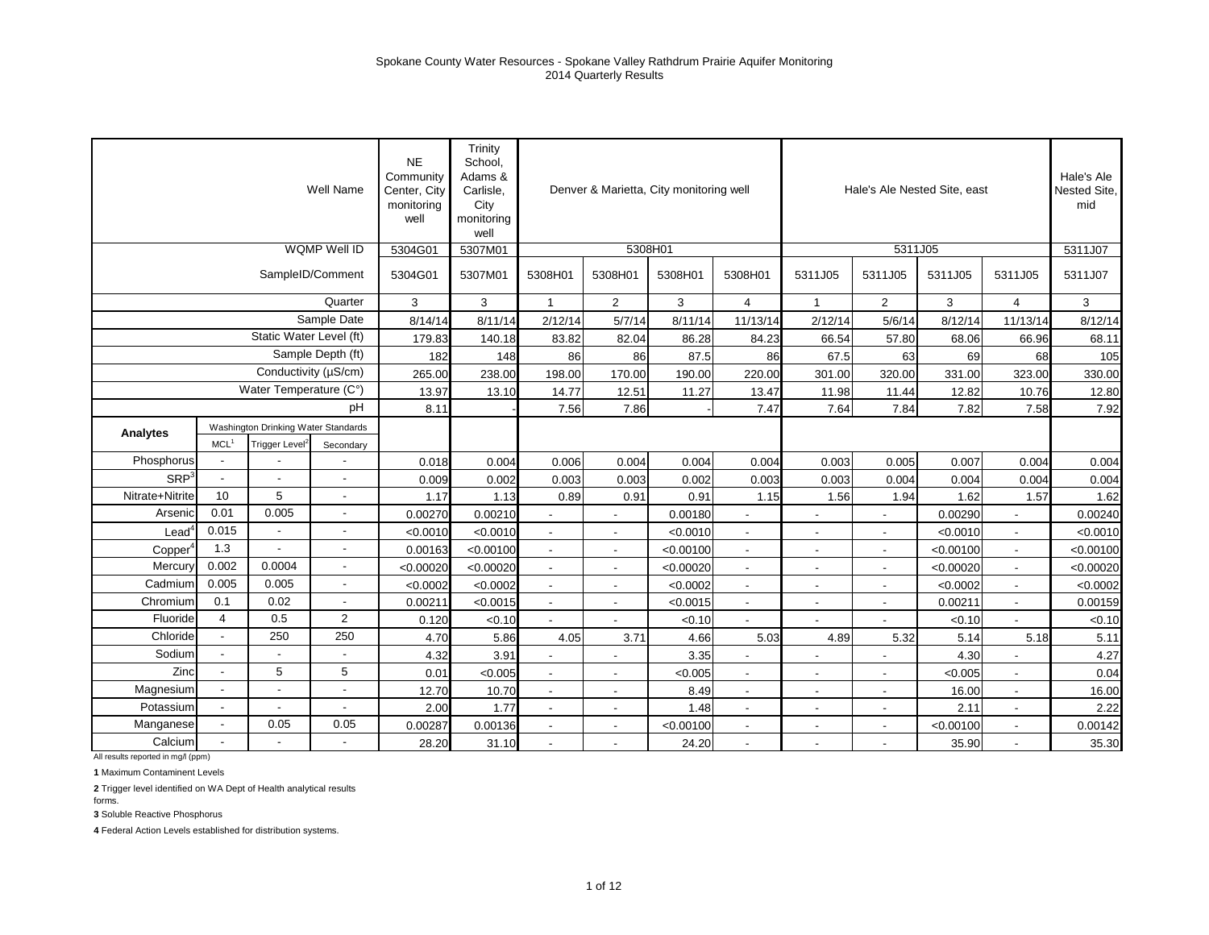Spokane County Water Resources - Spokane Valley Rathdrum Prairie Aquifer Monitoring
2014 Quarterly Results

| | | | Well Name | NE Community Center, City monitoring well | Trinity School, Adams & Carlisle, City monitoring well | Denver & Marietta, City monitoring well | | | | Hale's Ale Nested Site, east | | | | Hale's Ale Nested Site, mid |
|---|---|---|---|---|---|---|---|---|---|---|---|---|---|---|
| | | | WQMP Well ID | 5304G01 | 5307M01 | 5308H01 | | | | 5311J05 | | | | 5311J07 |
| | | | SampleID/Comment | 5304G01 | 5307M01 | 5308H01 | 5308H01 | 5308H01 | 5308H01 | 5311J05 | 5311J05 | 5311J05 | 5311J05 | 5311J07 |
| | | | Quarter | 3 | 3 | 1 | 2 | 3 | 4 | 1 | 2 | 3 | 4 | 3 |
| | | | Sample Date | 8/14/14 | 8/11/14 | 2/12/14 | 5/7/14 | 8/11/14 | 11/13/14 | 2/12/14 | 5/6/14 | 8/12/14 | 11/13/14 | 8/12/14 |
| | | | Static Water Level (ft) | 179.83 | 140.18 | 83.82 | 82.04 | 86.28 | 84.23 | 66.54 | 57.80 | 68.06 | 66.96 | 68.11 |
| | | | Sample Depth (ft) | 182 | 148 | 86 | 86 | 87.5 | 86 | 67.5 | 63 | 69 | 68 | 105 |
| | | | Conductivity (µS/cm) | 265.00 | 238.00 | 198.00 | 170.00 | 190.00 | 220.00 | 301.00 | 320.00 | 331.00 | 323.00 | 330.00 |
| | | | Water Temperature (C°) | 13.97 | 13.10 | 14.77 | 12.51 | 11.27 | 13.47 | 11.98 | 11.44 | 12.82 | 10.76 | 12.80 |
| | | | pH | 8.11 | - | 7.56 | 7.86 | - | 7.47 | 7.64 | 7.84 | 7.82 | 7.58 | 7.92 |
| **Analytes** | Washington Drinking Water Standards | | | | | | | | | | | | | |
| | MCL[1] | Trigger Level[2] | Secondary | | | | | | | | | | | |
| Phosphorus | - | - | - | 0.018 | 0.004 | 0.006 | 0.004 | 0.004 | 0.004 | 0.003 | 0.005 | 0.007 | 0.004 | 0.004 |
| SRP[3] | - | - | - | 0.009 | 0.002 | 0.003 | 0.003 | 0.002 | 0.003 | 0.003 | 0.004 | 0.004 | 0.004 | 0.004 |
| Nitrate+Nitrite | 10 | 5 | - | 1.17 | 1.13 | 0.89 | 0.91 | 0.91 | 1.15 | 1.56 | 1.94 | 1.62 | 1.57 | 1.62 |
| Arsenic | 0.01 | 0.005 | - | 0.00270 | 0.00210 | - | - | 0.00180 | - | - | - | 0.00290 | - | 0.00240 |
| Lead[4] | 0.015 | - | - | <0.0010 | <0.0010 | - | - | <0.0010 | - | - | - | <0.0010 | - | <0.0010 |
| Copper[4] | 1.3 | - | - | 0.00163 | <0.00100 | - | - | <0.00100 | - | - | - | <0.00100 | - | <0.00100 |
| Mercury | 0.002 | 0.0004 | - | <0.00020 | <0.00020 | - | - | <0.00020 | - | - | - | <0.00020 | - | <0.00020 |
| Cadmium | 0.005 | 0.005 | - | <0.0002 | <0.0002 | - | - | <0.0002 | - | - | - | <0.0002 | - | <0.0002 |
| Chromium | 0.1 | 0.02 | - | 0.00211 | <0.0015 | - | - | <0.0015 | - | - | - | 0.00211 | - | 0.00159 |
| Fluoride | 4 | 0.5 | 2 | 0.120 | <0.10 | - | - | <0.10 | - | - | - | <0.10 | - | <0.10 |
| Chloride | - | 250 | 250 | 4.70 | 5.86 | 4.05 | 3.71 | 4.66 | 5.03 | 4.89 | 5.32 | 5.14 | 5.18 | 5.11 |
| Sodium | - | - | - | 4.32 | 3.91 | - | - | 3.35 | - | - | - | 4.30 | - | 4.27 |
| Zinc | - | 5 | 5 | 0.01 | <0.005 | - | - | <0.005 | - | - | - | <0.005 | - | 0.04 |
| Magnesium | - | - | - | 12.70 | 10.70 | - | - | 8.49 | - | - | - | 16.00 | - | 16.00 |
| Potassium | - | - | - | 2.00 | 1.77 | - | - | 1.48 | - | - | - | 2.11 | - | 2.22 |
| Manganese | - | 0.05 | 0.05 | 0.00287 | 0.00136 | - | - | <0.00100 | - | - | - | <0.00100 | - | 0.00142 |
| Calcium | - | - | - | 28.20 | 31.10 | - | - | 24.20 | - | - | - | 35.90 | - | 35.30 |

All results reported in mg/l (ppm)

**1** Maximum Contaminent Levels

**2** Trigger level identified on WA Dept of Health analytical results forms.

**3** Soluble Reactive Phosphorus

**4** Federal Action Levels established for distribution systems.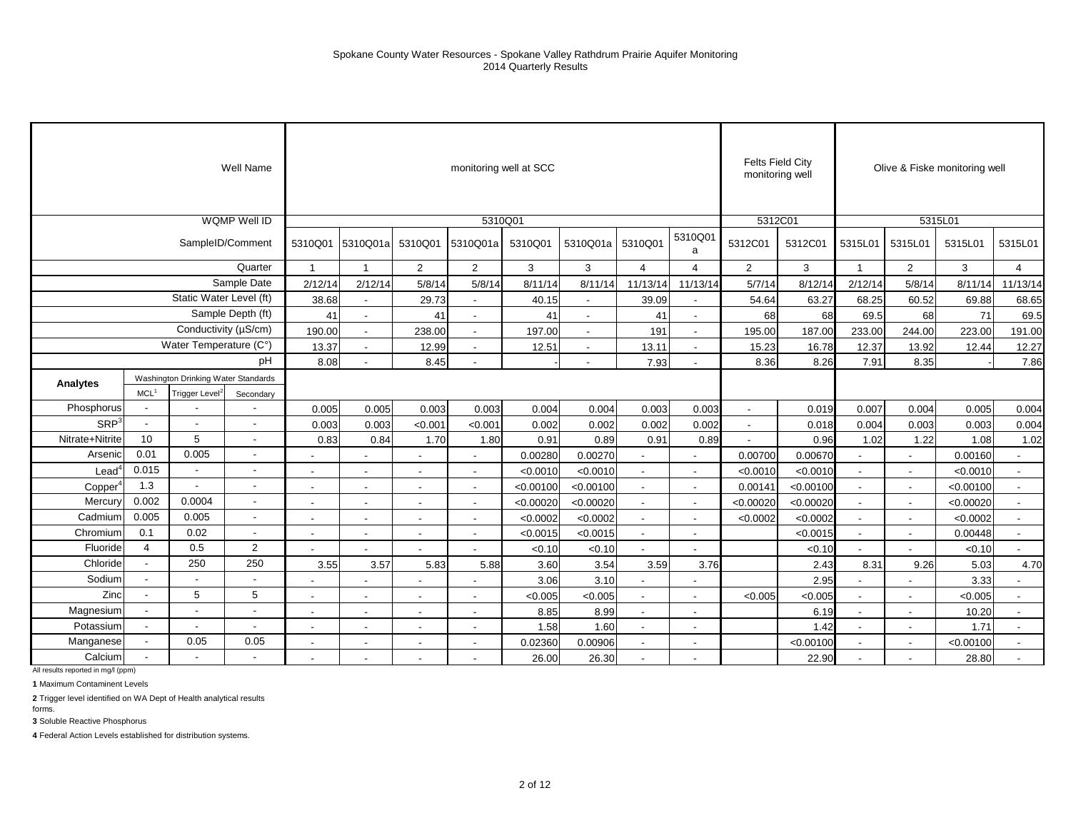# Spokane County Water Resources - Spokane Valley Rathdrum Prairie Aquifer Monitoring
## 2014 Quarterly Results

| | | | Well Name | monitoring well at SCC | | | | | | | | Felts Field City monitoring well | | Olive & Fiske monitoring well | | | |
|---|---|---|---|---|---|---|---|---|---|---|---|---|---|---|---|---|---|
| | | | WQMP Well ID | 5310Q01 | | | | | | | | 5312C01 | | 5315L01 | | | |
| | | | SampleID/Comment | 5310Q01 | 5310Q01a | 5310Q01 | 5310Q01a | 5310Q01 | 5310Q01a | 5310Q01 | 5310Q01a | 5312C01 | 5312C01 | 5315L01 | 5315L01 | 5315L01 | 5315L01 |
| | | | Quarter | 1 | 1 | 2 | 2 | 3 | 3 | 4 | 4 | 2 | 3 | 1 | 2 | 3 | 4 |
| | | | Sample Date | 2/12/14 | 2/12/14 | 5/8/14 | 5/8/14 | 8/11/14 | 8/11/14 | 11/13/14 | 11/13/14 | 5/7/14 | 8/12/14 | 2/12/14 | 5/8/14 | 8/11/14 | 11/13/14 |
| | | | Static Water Level (ft) | 38.68 | - | 29.73 | - | 40.15 | - | 39.09 | - | 54.64 | 63.27 | 68.25 | 60.52 | 69.88 | 68.65 |
| | | | Sample Depth (ft) | 41 | - | 41 | - | 41 | - | 41 | - | 68 | 68 | 69.5 | 68 | 71 | 69.5 |
| | | | Conductivity (µS/cm) | 190.00 | - | 238.00 | - | 197.00 | - | 191 | - | 195.00 | 187.00 | 233.00 | 244.00 | 223.00 | 191.00 |
| | | | Water Temperature (C°) | 13.37 | - | 12.99 | - | 12.51 | - | 13.11 | - | 15.23 | 16.78 | 12.37 | 13.92 | 12.44 | 12.27 |
| | | | pH | 8.08 | - | 8.45 | - | - | - | 7.93 | - | 8.36 | 8.26 | 7.91 | 8.35 | - | 7.86 |
| **Analytes** | Washington Drinking Water Standards | | | | | | | | | | | | | | | | |
| | MCL[1] | Trigger Level[2] | Secondary | | | | | | | | | | | | | | |
| Phosphorus | - | - | - | 0.005 | 0.005 | 0.003 | 0.003 | 0.004 | 0.004 | 0.003 | 0.003 | - | 0.019 | 0.007 | 0.004 | 0.005 | 0.004 |
| SRP[3] | - | - | - | 0.003 | 0.003 | <0.001 | <0.001 | 0.002 | 0.002 | 0.002 | 0.002 | - | 0.018 | 0.004 | 0.003 | 0.003 | 0.004 |
| Nitrate+Nitrite | 10 | 5 | - | 0.83 | 0.84 | 1.70 | 1.80 | 0.91 | 0.89 | 0.91 | 0.89 | - | 0.96 | 1.02 | 1.22 | 1.08 | 1.02 |
| Arsenic | 0.01 | 0.005 | - | - | - | - | - | 0.00280 | 0.00270 | - | - | 0.00700 | 0.00670 | - | - | 0.00160 | - |
| Lead[4] | 0.015 | - | - | - | - | - | - | <0.0010 | <0.0010 | - | - | <0.0010 | <0.0010 | - | - | <0.0010 | - |
| Copper[4] | 1.3 | - | - | - | - | - | - | <0.00100 | <0.00100 | - | - | 0.00141 | <0.00100 | - | - | <0.00100 | - |
| Mercury | 0.002 | 0.0004 | - | - | - | - | - | <0.00020 | <0.00020 | - | - | <0.00020 | <0.00020 | - | - | <0.00020 | - |
| Cadmium | 0.005 | 0.005 | - | - | - | - | - | <0.0002 | <0.0002 | - | - | <0.0002 | <0.0002 | - | - | <0.0002 | - |
| Chromium | 0.1 | 0.02 | - | - | - | - | - | <0.0015 | <0.0015 | - | - | | <0.0015 | - | - | 0.00448 | - |
| Fluoride | 4 | 0.5 | 2 | - | - | - | - | <0.10 | <0.10 | - | - | | <0.10 | - | - | <0.10 | - |
| Chloride | - | 250 | 250 | 3.55 | 3.57 | 5.83 | 5.88 | 3.60 | 3.54 | 3.59 | 3.76 | | 2.43 | 8.31 | 9.26 | 5.03 | 4.70 |
| Sodium | - | - | - | - | - | - | - | 3.06 | 3.10 | - | - | | 2.95 | - | - | 3.33 | - |
| Zinc | - | 5 | 5 | - | - | - | - | <0.005 | <0.005 | - | - | <0.005 | <0.005 | - | - | <0.005 | - |
| Magnesium | - | - | - | - | - | - | - | 8.85 | 8.99 | - | - | | 6.19 | - | - | 10.20 | - |
| Potassium | - | - | - | - | - | - | - | 1.58 | 1.60 | - | - | | 1.42 | - | - | 1.71 | - |
| Manganese | - | 0.05 | 0.05 | - | - | - | - | 0.02360 | 0.00906 | - | - | | <0.00100 | - | - | <0.00100 | - |
| Calcium | - | - | - | - | - | - | - | 26.00 | 26.30 | - | - | | 22.90 | - | - | 28.80 | - |

All results reported in mg/l (ppm)

**1** Maximum Contaminent Levels

**2** Trigger level identified on WA Dept of Health analytical results forms.

**3** Soluble Reactive Phosphorus

**4** Federal Action Levels established for distribution systems.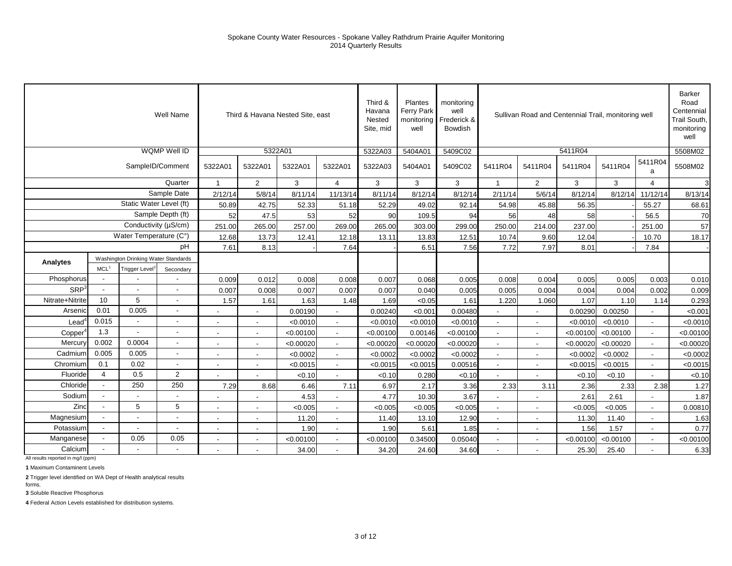Spokane County Water Resources - Spokane Valley Rathdrum Prairie Aquifer Monitoring
2014 Quarterly Results

| | | | Well Name | Third & Havana Nested Site, east | | | | Third & Havana Nested Site, mid | Plantes Ferry Park monitoring well | monitoring well Frederick & Bowdish | Sullivan Road and Centennial Trail, monitoring well | | | | | Barker Road Centennial Trail South, monitoring well |
|---|---|---|---|---|---|---|---|---|---|---|---|---|---|---|---|---|
| | | | WQMP Well ID | 5322A01 | | | | 5322A03 | 5404A01 | 5409C02 | 5411R04 | | | | | 5508M02 |
| | | | SampleID/Comment | 5322A01 | 5322A01 | 5322A01 | 5322A01 | 5322A03 | 5404A01 | 5409C02 | 5411R04 | 5411R04 | 5411R04 | 5411R04 | 5411R04a | 5508M02 |
| | | | Quarter | 1 | 2 | 3 | 4 | 3 | 3 | 3 | 1 | 2 | 3 | 3 | 4 | 3 |
| | | | Sample Date | 2/12/14 | 5/8/14 | 8/11/14 | 11/13/14 | 8/11/14 | 8/12/14 | 8/12/14 | 2/11/14 | 5/6/14 | 8/12/14 | 8/12/14 | 11/12/14 | 8/13/14 |
| | | | Static Water Level (ft) | 50.89 | 42.75 | 52.33 | 51.18 | 52.29 | 49.02 | 92.14 | 54.98 | 45.88 | 56.35 | - | 55.27 | 68.61 |
| | | | Sample Depth (ft) | 52 | 47.5 | 53 | 52 | 90 | 109.5 | 94 | 56 | 48 | 58 | - | 56.5 | 70 |
| | | | Conductivity (µS/cm) | 251.00 | 265.00 | 257.00 | 269.00 | 265.00 | 303.00 | 299.00 | 250.00 | 214.00 | 237.00 | - | 251.00 | 57 |
| | | | Water Temperature (C°) | 12.68 | 13.73 | 12.41 | 12.18 | 13.11 | 13.83 | 12.51 | 10.74 | 9.60 | 12.04 | - | 10.70 | 18.17 |
| | | | pH | 7.61 | 8.13 | - | 7.64 | - | 6.51 | 7.56 | 7.72 | 7.97 | 8.01 | - | 7.84 | - |
| Analytes | Washington Drinking Water Standards | | | | | | | | | | | | | | | |
| | MCL[1] | Trigger Level[2] | Secondary | | | | | | | | | | | | | |
| Phosphorus | - | - | - | 0.009 | 0.012 | 0.008 | 0.008 | 0.007 | 0.068 | 0.005 | 0.008 | 0.004 | 0.005 | 0.005 | 0.003 | 0.010 |
| SRP[3] | - | - | - | 0.007 | 0.008 | 0.007 | 0.007 | 0.007 | 0.040 | 0.005 | 0.005 | 0.004 | 0.004 | 0.004 | 0.002 | 0.009 |
| Nitrate+Nitrite | 10 | 5 | - | 1.57 | 1.61 | 1.63 | 1.48 | 1.69 | <0.05 | 1.61 | 1.220 | 1.060 | 1.07 | 1.10 | 1.14 | 0.293 |
| Arsenic | 0.01 | 0.005 | - | - | - | 0.00190 | - | 0.00240 | <0.001 | 0.00480 | - | - | 0.00290 | 0.00250 | - | <0.001 |
| Lead[4] | 0.015 | - | - | - | - | <0.0010 | - | <0.0010 | <0.0010 | <0.0010 | - | - | <0.0010 | <0.0010 | - | <0.0010 |
| Copper[4] | 1.3 | - | - | - | - | <0.00100 | - | <0.00100 | 0.00146 | <0.00100 | - | - | <0.00100 | <0.00100 | - | <0.00100 |
| Mercury | 0.002 | 0.0004 | - | - | - | <0.00020 | - | <0.00020 | <0.00020 | <0.00020 | - | - | <0.00020 | <0.00020 | - | <0.00020 |
| Cadmium | 0.005 | 0.005 | - | - | - | <0.0002 | - | <0.0002 | <0.0002 | <0.0002 | - | - | <0.0002 | <0.0002 | - | <0.0002 |
| Chromium | 0.1 | 0.02 | - | - | - | <0.0015 | - | <0.0015 | <0.0015 | 0.00516 | - | - | <0.0015 | <0.0015 | - | <0.0015 |
| Fluoride | 4 | 0.5 | 2 | - | - | <0.10 | - | <0.10 | 0.280 | <0.10 | - | - | <0.10 | <0.10 | - | <0.10 |
| Chloride | - | 250 | 250 | 7.29 | 8.68 | 6.46 | 7.11 | 6.97 | 2.17 | 3.36 | 2.33 | 3.11 | 2.36 | 2.33 | 2.38 | 1.27 |
| Sodium | - | - | - | - | - | 4.53 | - | 4.77 | 10.30 | 3.67 | - | - | 2.61 | 2.61 | - | 1.87 |
| Zinc | - | 5 | 5 | - | - | <0.005 | - | <0.005 | <0.005 | <0.005 | - | - | <0.005 | <0.005 | - | 0.00810 |
| Magnesium | - | - | - | - | - | 11.20 | - | 11.40 | 13.10 | 12.90 | - | - | 11.30 | 11.40 | - | 1.63 |
| Potassium | - | - | - | - | - | 1.90 | - | 1.90 | 5.61 | 1.85 | - | - | 1.56 | 1.57 | - | 0.77 |
| Manganese | - | 0.05 | 0.05 | - | - | <0.00100 | - | <0.00100 | 0.34500 | 0.05040 | - | - | <0.00100 | <0.00100 | - | <0.00100 |
| Calcium | - | - | - | - | - | 34.00 | - | 34.20 | 24.60 | 34.60 | - | - | 25.30 | 25.40 | - | 6.33 |

All results reported in mg/l (ppm)

**1** Maximum Contaminent Levels

**2** Trigger level identified on WA Dept of Health analytical results forms.

**3** Soluble Reactive Phosphorus

**4** Federal Action Levels established for distribution systems.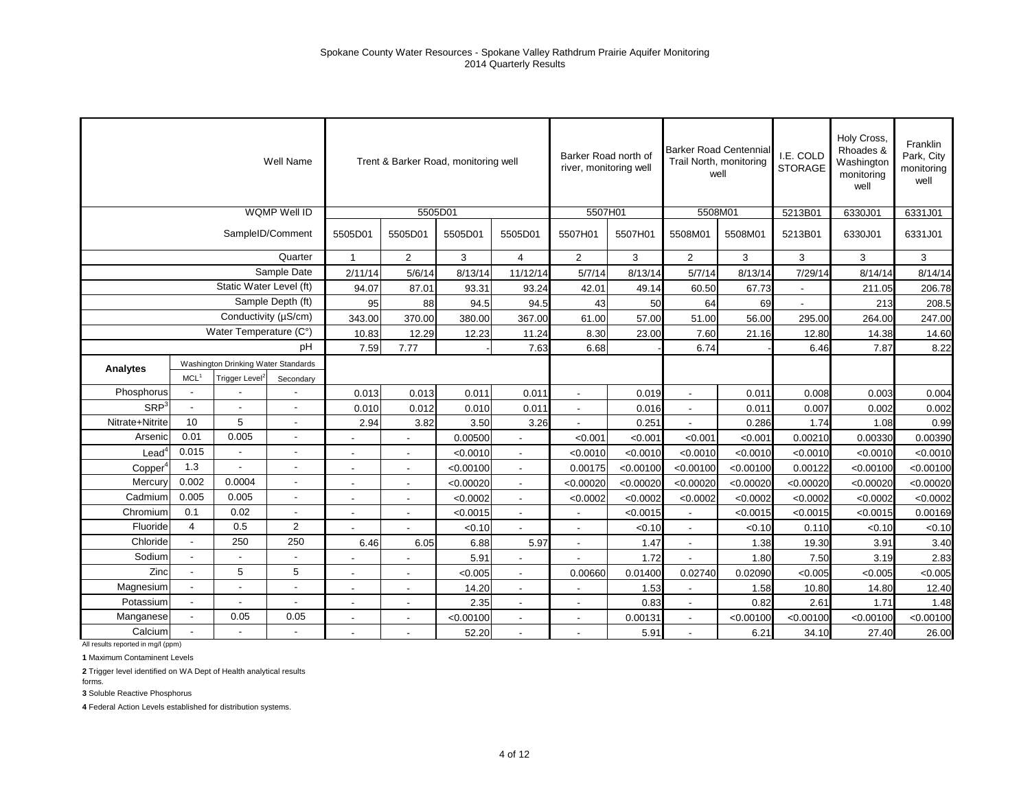Spokane County Water Resources - Spokane Valley Rathdrum Prairie Aquifer Monitoring
2014 Quarterly Results

| | | | Well Name | Trent & Barker Road, monitoring well | | | | Barker Road north of river, monitoring well | | Barker Road Centennial Trail North, monitoring well | | I.E. COLD STORAGE | Holy Cross, Rhoades & Washington monitoring well | Franklin Park, City monitoring well |
|---|---|---|---|---|---|---|---|---|---|---|---|---|---|---|
| | | | WQMP Well ID | 5505D01 | | | | 5507H01 | | 5508M01 | | 5213B01 | 6330J01 | 6331J01 |
| | | | SampleID/Comment | 5505D01 | 5505D01 | 5505D01 | 5505D01 | 5507H01 | 5507H01 | 5508M01 | 5508M01 | 5213B01 | 6330J01 | 6331J01 |
| | | | Quarter | 1 | 2 | 3 | 4 | 2 | 3 | 2 | 3 | 3 | 3 | 3 |
| | | | Sample Date | 2/11/14 | 5/6/14 | 8/13/14 | 11/12/14 | 5/7/14 | 8/13/14 | 5/7/14 | 8/13/14 | 7/29/14 | 8/14/14 | 8/14/14 |
| | | | Static Water Level (ft) | 94.07 | 87.01 | 93.31 | 93.24 | 42.01 | 49.14 | 60.50 | 67.73 | - | 211.05 | 206.78 |
| | | | Sample Depth (ft) | 95 | 88 | 94.5 | 94.5 | 43 | 50 | 64 | 69 | - | 213 | 208.5 |
| | | | Conductivity (µS/cm) | 343.00 | 370.00 | 380.00 | 367.00 | 61.00 | 57.00 | 51.00 | 56.00 | 295.00 | 264.00 | 247.00 |
| | | | Water Temperature (C°) | 10.83 | 12.29 | 12.23 | 11.24 | 8.30 | 23.00 | 7.60 | 21.16 | 12.80 | 14.38 | 14.60 |
| | | | pH | 7.59 | 7.77 | - | 7.63 | 6.68 | - | 6.74 | - | 6.46 | 7.87 | 8.22 |
| **Analytes** | Washington Drinking Water Standards | | | | | | | | | | | | | |
| | MCL[1] | Trigger Level[2] | Secondary | | | | | | | | | | | |
| Phosphorus | - | - | - | 0.013 | 0.013 | 0.011 | 0.011 | - | 0.019 | - | 0.011 | 0.008 | 0.003 | 0.004 |
| SRP[3] | - | - | - | 0.010 | 0.012 | 0.010 | 0.011 | - | 0.016 | - | 0.011 | 0.007 | 0.002 | 0.002 |
| Nitrate+Nitrite | 10 | 5 | - | 2.94 | 3.82 | 3.50 | 3.26 | - | 0.251 | - | 0.286 | 1.74 | 1.08 | 0.99 |
| Arsenic | 0.01 | 0.005 | - | - | - | 0.00500 | - | <0.001 | <0.001 | <0.001 | <0.001 | 0.00210 | 0.00330 | 0.00390 |
| Lead[4] | 0.015 | - | - | - | - | <0.0010 | - | <0.0010 | <0.0010 | <0.0010 | <0.0010 | <0.0010 | <0.0010 | <0.0010 |
| Copper[4] | 1.3 | - | - | - | - | <0.00100 | - | 0.00175 | <0.00100 | <0.00100 | <0.00100 | 0.00122 | <0.00100 | <0.00100 |
| Mercury | 0.002 | 0.0004 | - | - | - | <0.00020 | - | <0.00020 | <0.00020 | <0.00020 | <0.00020 | <0.00020 | <0.00020 | <0.00020 |
| Cadmium | 0.005 | 0.005 | - | - | - | <0.0002 | - | <0.0002 | <0.0002 | <0.0002 | <0.0002 | <0.0002 | <0.0002 | <0.0002 |
| Chromium | 0.1 | 0.02 | - | - | - | <0.0015 | - | - | <0.0015 | - | <0.0015 | <0.0015 | <0.0015 | 0.00169 |
| Fluoride | 4 | 0.5 | 2 | - | - | <0.10 | - | - | <0.10 | - | <0.10 | 0.110 | <0.10 | <0.10 |
| Chloride | - | 250 | 250 | 6.46 | 6.05 | 6.88 | 5.97 | - | 1.47 | - | 1.38 | 19.30 | 3.91 | 3.40 |
| Sodium | - | - | - | - | - | 5.91 | - | - | 1.72 | - | 1.80 | 7.50 | 3.19 | 2.83 |
| Zinc | - | 5 | 5 | - | - | <0.005 | - | 0.00660 | 0.01400 | 0.02740 | 0.02090 | <0.005 | <0.005 | <0.005 |
| Magnesium | - | - | - | - | - | 14.20 | - | - | 1.53 | - | 1.58 | 10.80 | 14.80 | 12.40 |
| Potassium | - | - | - | - | - | 2.35 | - | - | 0.83 | - | 0.82 | 2.61 | 1.71 | 1.48 |
| Manganese | - | 0.05 | 0.05 | - | - | <0.00100 | - | - | 0.00131 | - | <0.00100 | <0.00100 | <0.00100 | <0.00100 |
| Calcium | - | - | - | - | - | 52.20 | - | - | 5.91 | - | 6.21 | 34.10 | 27.40 | 26.00 |

All results reported in mg/l (ppm)

**1** Maximum Contaminent Levels

**2** Trigger level identified on WA Dept of Health analytical results forms.

**3** Soluble Reactive Phosphorus

**4** Federal Action Levels established for distribution systems.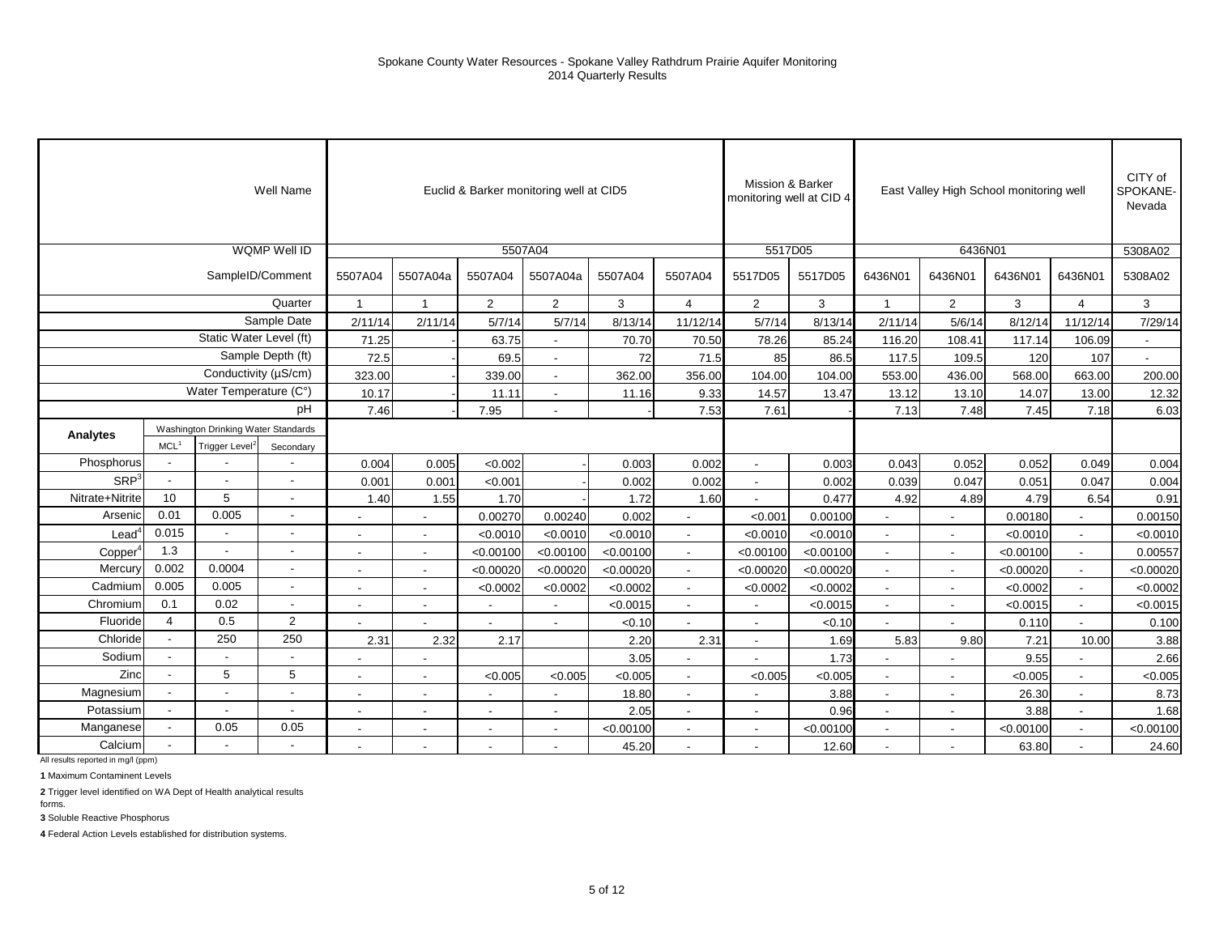# Spokane County Water Resources - Spokane Valley Rathdrum Prairie Aquifer Monitoring
## 2014 Quarterly Results

| | | | Well Name | Euclid & Barker monitoring well at CID5 | | | | | | Mission & Barker monitoring well at CID 4 | | East Valley High School monitoring well | | | | CITY of SPOKANE-Nevada |
|---|---|---|---|---|---|---|---|---|---|---|---|---|---|---|---|---|
| | | | WQMP Well ID | 5507A04 | | | | | | 5517D05 | | 6436N01 | | | | 5308A02 |
| | | | SampleID/Comment | 5507A04 | 5507A04a | 5507A04 | 5507A04a | 5507A04 | 5507A04 | 5517D05 | 5517D05 | 6436N01 | 6436N01 | 6436N01 | 6436N01 | 5308A02 |
| | | | Quarter | 1 | 1 | 2 | 2 | 3 | 4 | 2 | 3 | 1 | 2 | 3 | 4 | 3 |
| | | | Sample Date | 2/11/14 | 2/11/14 | 5/7/14 | 5/7/14 | 8/13/14 | 11/12/14 | 5/7/14 | 8/13/14 | 2/11/14 | 5/6/14 | 8/12/14 | 11/12/14 | 7/29/14 |
| | | | Static Water Level (ft) | 71.25 | - | 63.75 | - | 70.70 | 70.50 | 78.26 | 85.24 | 116.20 | 108.41 | 117.14 | 106.09 | - |
| | | | Sample Depth (ft) | 72.5 | - | 69.5 | - | 72 | 71.5 | 85 | 86.5 | 117.5 | 109.5 | 120 | 107 | - |
| | | | Conductivity (µS/cm) | 323.00 | - | 339.00 | - | 362.00 | 356.00 | 104.00 | 104.00 | 553.00 | 436.00 | 568.00 | 663.00 | 200.00 |
| | | | Water Temperature (C°) | 10.17 | - | 11.11 | - | 11.16 | 9.33 | 14.57 | 13.47 | 13.12 | 13.10 | 14.07 | 13.00 | 12.32 |
| | | | pH | 7.46 | - | 7.95 | - | - | 7.53 | 7.61 | - | 7.13 | 7.48 | 7.45 | 7.18 | 6.03 |
| **Analytes** | Washington Drinking Water Standards | | | | | | | | | | | | | | | |
| | MCL[1] | Trigger Level[2] | Secondary | | | | | | | | | | | | | |
| Phosphorus | - | - | - | 0.004 | 0.005 | <0.002 | - | 0.003 | 0.002 | - | 0.003 | 0.043 | 0.052 | 0.052 | 0.049 | 0.004 |
| SRP[3] | - | - | - | 0.001 | 0.001 | <0.001 | - | 0.002 | 0.002 | - | 0.002 | 0.039 | 0.047 | 0.051 | 0.047 | 0.004 |
| Nitrate+Nitrite | 10 | 5 | - | 1.40 | 1.55 | 1.70 | - | 1.72 | 1.60 | - | 0.477 | 4.92 | 4.89 | 4.79 | 6.54 | 0.91 |
| Arsenic | 0.01 | 0.005 | - | - | - | 0.00270 | 0.00240 | 0.002 | - | <0.001 | 0.00100 | - | - | 0.00180 | - | 0.00150 |
| Lead[4] | 0.015 | - | - | - | - | <0.0010 | <0.0010 | <0.0010 | - | <0.0010 | <0.0010 | - | - | <0.0010 | - | <0.0010 |
| Copper[4] | 1.3 | - | - | - | - | <0.00100 | <0.00100 | <0.00100 | - | <0.00100 | <0.00100 | - | - | <0.00100 | - | 0.00557 |
| Mercury | 0.002 | 0.0004 | - | - | - | <0.00020 | <0.00020 | <0.00020 | - | <0.00020 | <0.00020 | - | - | <0.00020 | - | <0.00020 |
| Cadmium | 0.005 | 0.005 | - | - | - | <0.0002 | <0.0002 | <0.0002 | - | <0.0002 | <0.0002 | - | - | <0.0002 | - | <0.0002 |
| Chromium | 0.1 | 0.02 | - | - | - | - | - | <0.0015 | - | - | <0.0015 | - | - | <0.0015 | - | <0.0015 |
| Fluoride | 4 | 0.5 | 2 | - | - | - | - | <0.10 | - | - | <0.10 | - | - | 0.110 | - | 0.100 |
| Chloride | - | 250 | 250 | 2.31 | 2.32 | 2.17 | | 2.20 | 2.31 | - | 1.69 | 5.83 | 9.80 | 7.21 | 10.00 | 3.88 |
| Sodium | - | - | - | - | - | | | 3.05 | - | - | 1.73 | - | - | 9.55 | - | 2.66 |
| Zinc | - | 5 | 5 | - | - | <0.005 | <0.005 | <0.005 | - | <0.005 | <0.005 | - | - | <0.005 | - | <0.005 |
| Magnesium | - | - | - | - | - | - | - | 18.80 | - | - | 3.88 | - | - | 26.30 | - | 8.73 |
| Potassium | - | - | - | - | - | - | - | 2.05 | - | - | 0.96 | - | - | 3.88 | - | 1.68 |
| Manganese | - | 0.05 | 0.05 | - | - | - | - | <0.00100 | - | - | <0.00100 | - | - | <0.00100 | - | <0.00100 |
| Calcium | - | - | - | - | - | - | - | 45.20 | - | - | 12.60 | - | - | 63.80 | - | 24.60 |

All results reported in mg/l (ppm)

**1** Maximum Contaminent Levels

**2** Trigger level identified on WA Dept of Health analytical results forms.

**3** Soluble Reactive Phosphorus

**4** Federal Action Levels established for distribution systems.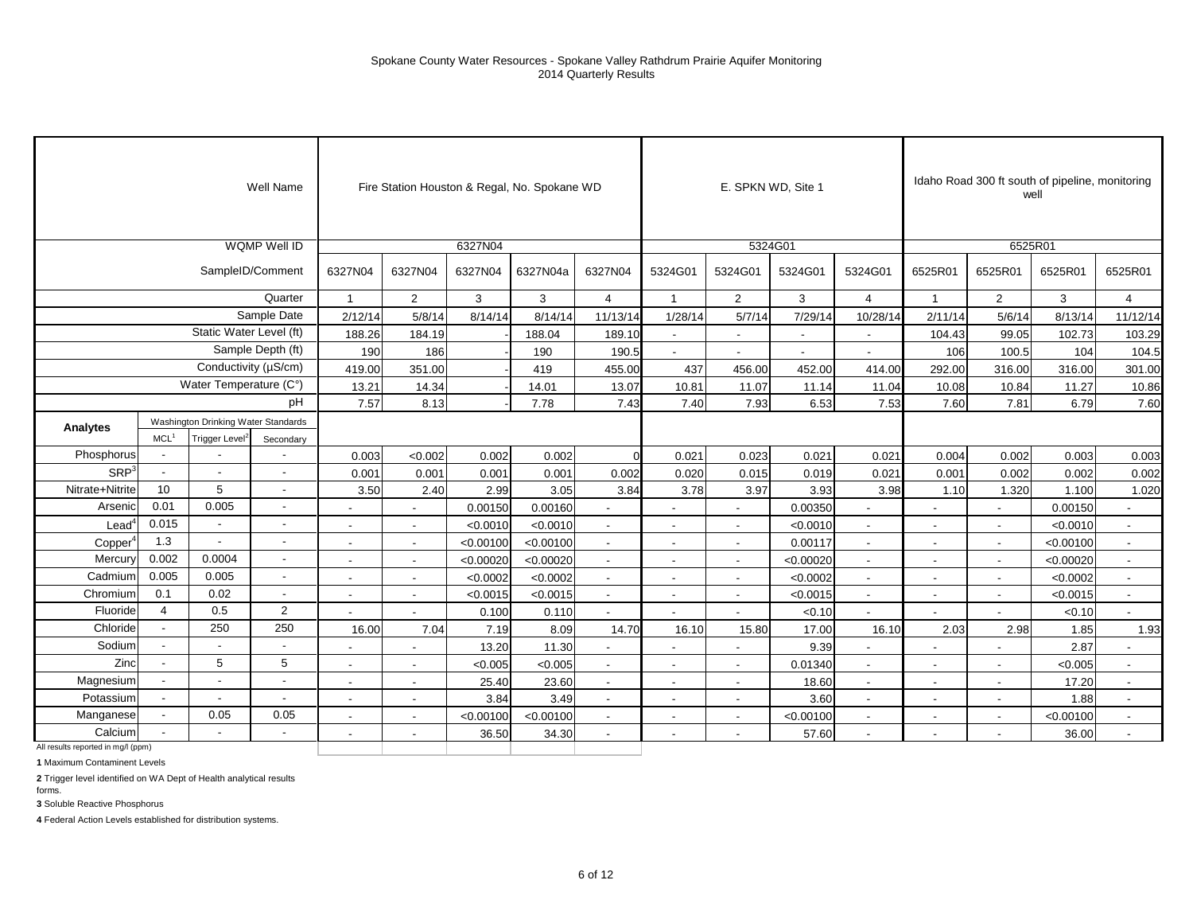Spokane County Water Resources - Spokane Valley Rathdrum Prairie Aquifer Monitoring
2014 Quarterly Results

| | | | Well Name | Fire Station Houston & Regal, No. Spokane WD | | | | | E. SPKN WD, Site 1 | | | | Idaho Road 300 ft south of pipeline, monitoring well | | | |
|---|---|---|---|---|---|---|---|---|---|---|---|---|---|---|---|---|
| | | | WQMP Well ID | 6327N04 | | | | | 5324G01 | | | | 6525R01 | | | |
| | | | SampleID/Comment | 6327N04 | 6327N04 | 6327N04 | 6327N04a | 6327N04 | 5324G01 | 5324G01 | 5324G01 | 5324G01 | 6525R01 | 6525R01 | 6525R01 | 6525R01 |
| | | | Quarter | 1 | 2 | 3 | 3 | 4 | 1 | 2 | 3 | 4 | 1 | 2 | 3 | 4 |
| | | | Sample Date | 2/12/14 | 5/8/14 | 8/14/14 | 8/14/14 | 11/13/14 | 1/28/14 | 5/7/14 | 7/29/14 | 10/28/14 | 2/11/14 | 5/6/14 | 8/13/14 | 11/12/14 |
| | | | Static Water Level (ft) | 188.26 | 184.19 | | 188.04 | 189.10 | - | - | - | - | 104.43 | 99.05 | 102.73 | 103.29 |
| | | | Sample Depth (ft) | 190 | 186 | - | 190 | 190.5 | - | - | - | - | 106 | 100.5 | 104 | 104.5 |
| | | | Conductivity (µS/cm) | 419.00 | 351.00 | - | 419 | 455.00 | 437 | 456.00 | 452.00 | 414.00 | 292.00 | 316.00 | 316.00 | 301.00 |
| | | | Water Temperature (C°) | 13.21 | 14.34 | - | 14.01 | 13.07 | 10.81 | 11.07 | 11.14 | 11.04 | 10.08 | 10.84 | 11.27 | 10.86 |
| | | | pH | 7.57 | 8.13 | - | 7.78 | 7.43 | 7.40 | 7.93 | 6.53 | 7.53 | 7.60 | 7.81 | 6.79 | 7.60 |
| Analytes | Washington Drinking Water Standards | | | | | | | | | | | | | | | |
| | MCL[1] | Trigger Level[2] | Secondary | | | | | | | | | | | | | |
| Phosphorus | - | - | - | 0.003 | <0.002 | 0.002 | 0.002 | 0 | 0.021 | 0.023 | 0.021 | 0.021 | 0.004 | 0.002 | 0.003 | 0.003 |
| SRP[3] | - | - | - | 0.001 | 0.001 | 0.001 | 0.001 | 0.002 | 0.020 | 0.015 | 0.019 | 0.021 | 0.001 | 0.002 | 0.002 | 0.002 |
| Nitrate+Nitrite | 10 | 5 | - | 3.50 | 2.40 | 2.99 | 3.05 | 3.84 | 3.78 | 3.97 | 3.93 | 3.98 | 1.10 | 1.320 | 1.100 | 1.020 |
| Arsenic | 0.01 | 0.005 | - | - | - | 0.00150 | 0.00160 | - | - | - | 0.00350 | - | - | - | 0.00150 | - |
| Lead[4] | 0.015 | - | - | - | - | <0.0010 | <0.0010 | - | - | - | <0.0010 | - | - | - | <0.0010 | - |
| Copper[4] | 1.3 | - | - | - | - | <0.00100 | <0.00100 | - | - | - | 0.00117 | - | - | - | <0.00100 | - |
| Mercury | 0.002 | 0.0004 | - | - | - | <0.00020 | <0.00020 | - | - | - | <0.00020 | - | - | - | <0.00020 | - |
| Cadmium | 0.005 | 0.005 | - | - | - | <0.0002 | <0.0002 | - | - | - | <0.0002 | - | - | - | <0.0002 | - |
| Chromium | 0.1 | 0.02 | - | - | - | <0.0015 | <0.0015 | - | - | - | <0.0015 | - | - | - | <0.0015 | - |
| Fluoride | 4 | 0.5 | 2 | - | - | 0.100 | 0.110 | - | - | - | <0.10 | - | - | - | <0.10 | - |
| Chloride | - | 250 | 250 | 16.00 | 7.04 | 7.19 | 8.09 | 14.70 | 16.10 | 15.80 | 17.00 | 16.10 | 2.03 | 2.98 | 1.85 | 1.93 |
| Sodium | - | - | - | - | - | 13.20 | 11.30 | - | - | - | 9.39 | - | - | - | 2.87 | - |
| Zinc | - | 5 | 5 | - | - | <0.005 | <0.005 | - | - | - | 0.01340 | - | - | - | <0.005 | - |
| Magnesium | - | - | - | - | - | 25.40 | 23.60 | - | - | - | 18.60 | - | - | - | 17.20 | - |
| Potassium | - | - | - | - | - | 3.84 | 3.49 | - | - | - | 3.60 | - | - | - | 1.88 | - |
| Manganese | - | 0.05 | 0.05 | - | - | <0.00100 | <0.00100 | - | - | - | <0.00100 | - | - | - | <0.00100 | - |
| Calcium | - | - | - | - | - | 36.50 | 34.30 | - | - | - | 57.60 | - | - | - | 36.00 | - |

All results reported in mg/l (ppm)

**1** Maximum Contaminent Levels

**2** Trigger level identified on WA Dept of Health analytical results forms.

**3** Soluble Reactive Phosphorus

**4** Federal Action Levels established for distribution systems.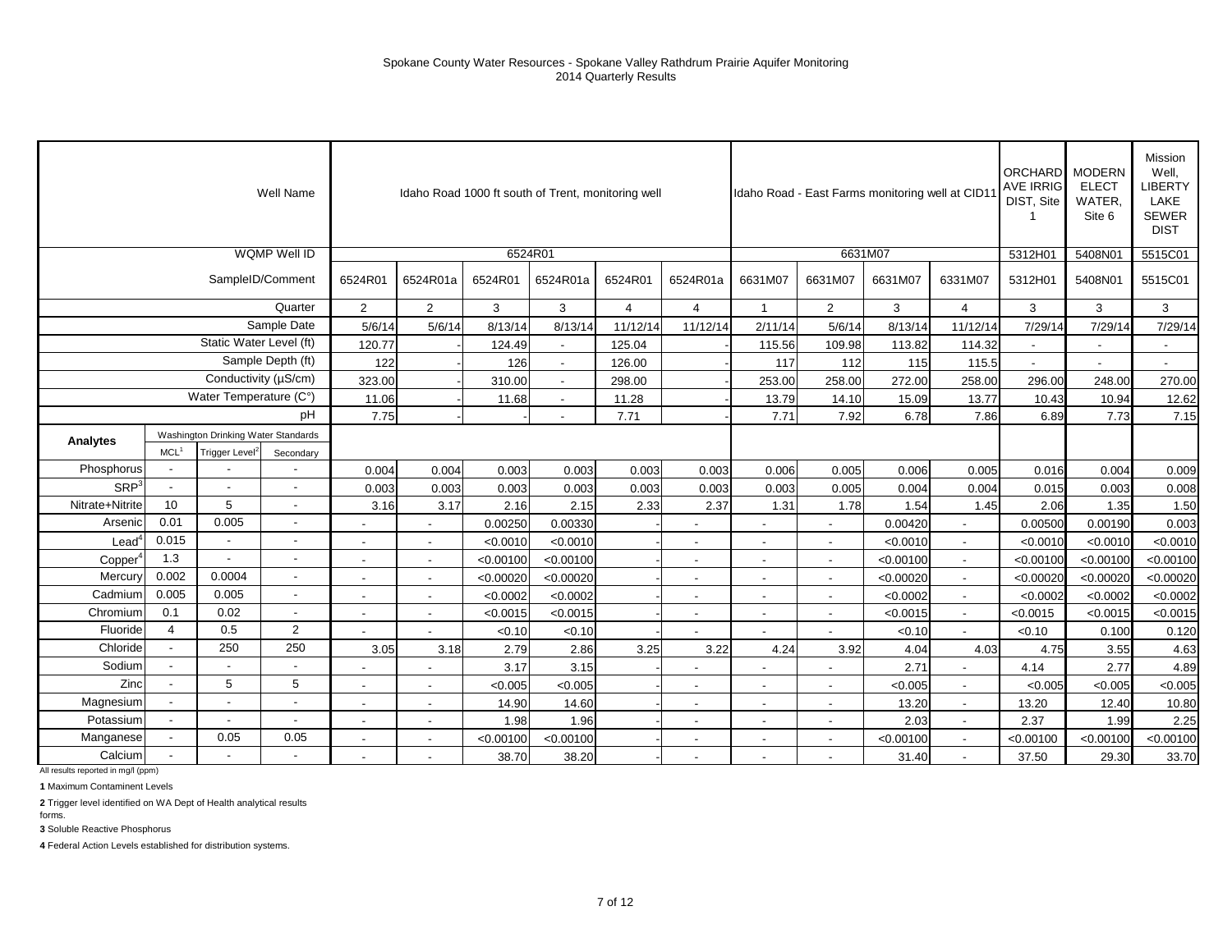# Spokane County Water Resources - Spokane Valley Rathdrum Prairie Aquifer Monitoring
## 2014 Quarterly Results

| | | | Well Name | Idaho Road 1000 ft south of Trent, monitoring well | | | | | | Idaho Road - East Farms monitoring well at CID11 | | | | ORCHARD AVE IRRIG DIST, Site 1 | MODERN ELECT WATER, Site 6 | Mission Well, LIBERTY LAKE SEWER DIST |
|---|---|---|---|---|---|---|---|---|---|---|---|---|---|---|---|---|
| | | | WQMP Well ID | 6524R01 | | | | | | 6631M07 | | | | 5312H01 | 5408N01 | 5515C01 |
| | | | SampleID/Comment | 6524R01 | 6524R01a | 6524R01 | 6524R01a | 6524R01 | 6524R01a | 6631M07 | 6631M07 | 6631M07 | 6331M07 | 5312H01 | 5408N01 | 5515C01 |
| | | | Quarter | 2 | 2 | 3 | 3 | 4 | 4 | 1 | 2 | 3 | 4 | 3 | 3 | 3 |
| | | | Sample Date | 5/6/14 | 5/6/14 | 8/13/14 | 8/13/14 | 11/12/14 | 11/12/14 | 2/11/14 | 5/6/14 | 8/13/14 | 11/12/14 | 7/29/14 | 7/29/14 | 7/29/14 |
| | | | Static Water Level (ft) | 120.77 | - | 124.49 | - | 125.04 | | 115.56 | 109.98 | 113.82 | 114.32 | - | - | - |
| | | | Sample Depth (ft) | 122 | - | 126 | - | 126.00 | - | 117 | 112 | 115 | 115.5 | - | - | - |
| | | | Conductivity (µS/cm) | 323.00 | - | 310.00 | - | 298.00 | - | 253.00 | 258.00 | 272.00 | 258.00 | 296.00 | 248.00 | 270.00 |
| | | | Water Temperature (C°) | 11.06 | - | 11.68 | - | 11.28 | - | 13.79 | 14.10 | 15.09 | 13.77 | 10.43 | 10.94 | 12.62 |
| | | | pH | 7.75 | - | - | - | 7.71 | - | 7.71 | 7.92 | 6.78 | 7.86 | 6.89 | 7.73 | 7.15 |
| **Analytes** | Washington Drinking Water Standards | | | | | | | | | | | | | | | |
| | MCL[1] | Trigger Level[2] | Secondary | | | | | | | | | | | | | |
| Phosphorus | - | - | - | 0.004 | 0.004 | 0.003 | 0.003 | 0.003 | 0.003 | 0.006 | 0.005 | 0.006 | 0.005 | 0.016 | 0.004 | 0.009 |
| SRP[3] | - | - | - | 0.003 | 0.003 | 0.003 | 0.003 | 0.003 | 0.003 | 0.003 | 0.005 | 0.004 | 0.004 | 0.015 | 0.003 | 0.008 |
| Nitrate+Nitrite | 10 | 5 | - | 3.16 | 3.17 | 2.16 | 2.15 | 2.33 | 2.37 | 1.31 | 1.78 | 1.54 | 1.45 | 2.06 | 1.35 | 1.50 |
| Arsenic | 0.01 | 0.005 | - | - | - | 0.00250 | 0.00330 | - | - | - | - | 0.00420 | - | 0.00500 | 0.00190 | 0.003 |
| Lead[4] | 0.015 | - | - | - | - | <0.0010 | <0.0010 | - | - | - | - | <0.0010 | - | <0.0010 | <0.0010 | <0.0010 |
| Copper[4] | 1.3 | - | - | - | - | <0.00100 | <0.00100 | - | - | - | - | <0.00100 | - | <0.00100 | <0.00100 | <0.00100 |
| Mercury | 0.002 | 0.0004 | - | - | - | <0.00020 | <0.00020 | - | - | - | - | <0.00020 | - | <0.00020 | <0.00020 | <0.00020 |
| Cadmium | 0.005 | 0.005 | - | - | - | <0.0002 | <0.0002 | - | - | - | - | <0.0002 | - | <0.0002 | <0.0002 | <0.0002 |
| Chromium | 0.1 | 0.02 | - | - | - | <0.0015 | <0.0015 | - | - | - | - | <0.0015 | - | <0.0015 | <0.0015 | <0.0015 |
| Fluoride | 4 | 0.5 | 2 | - | - | <0.10 | <0.10 | - | - | - | - | <0.10 | - | <0.10 | 0.100 | 0.120 |
| Chloride | - | 250 | 250 | 3.05 | 3.18 | 2.79 | 2.86 | 3.25 | 3.22 | 4.24 | 3.92 | 4.04 | 4.03 | 4.75 | 3.55 | 4.63 |
| Sodium | - | - | - | - | - | 3.17 | 3.15 | - | - | - | - | 2.71 | - | 4.14 | 2.77 | 4.89 |
| Zinc | - | 5 | 5 | - | - | <0.005 | <0.005 | - | - | - | - | <0.005 | - | <0.005 | <0.005 | <0.005 |
| Magnesium | - | - | - | - | - | 14.90 | 14.60 | - | - | - | - | 13.20 | - | 13.20 | 12.40 | 10.80 |
| Potassium | - | - | - | - | - | 1.98 | 1.96 | - | - | - | - | 2.03 | - | 2.37 | 1.99 | 2.25 |
| Manganese | - | 0.05 | 0.05 | - | - | <0.00100 | <0.00100 | - | - | - | - | <0.00100 | - | <0.00100 | <0.00100 | <0.00100 |
| Calcium | - | - | - | - | - | 38.70 | 38.20 | - | - | - | - | 31.40 | - | 37.50 | 29.30 | 33.70 |

All results reported in mg/l (ppm)

**1** Maximum Contaminent Levels

**2** Trigger level identified on WA Dept of Health analytical results forms.

**3** Soluble Reactive Phosphorus

**4** Federal Action Levels established for distribution systems.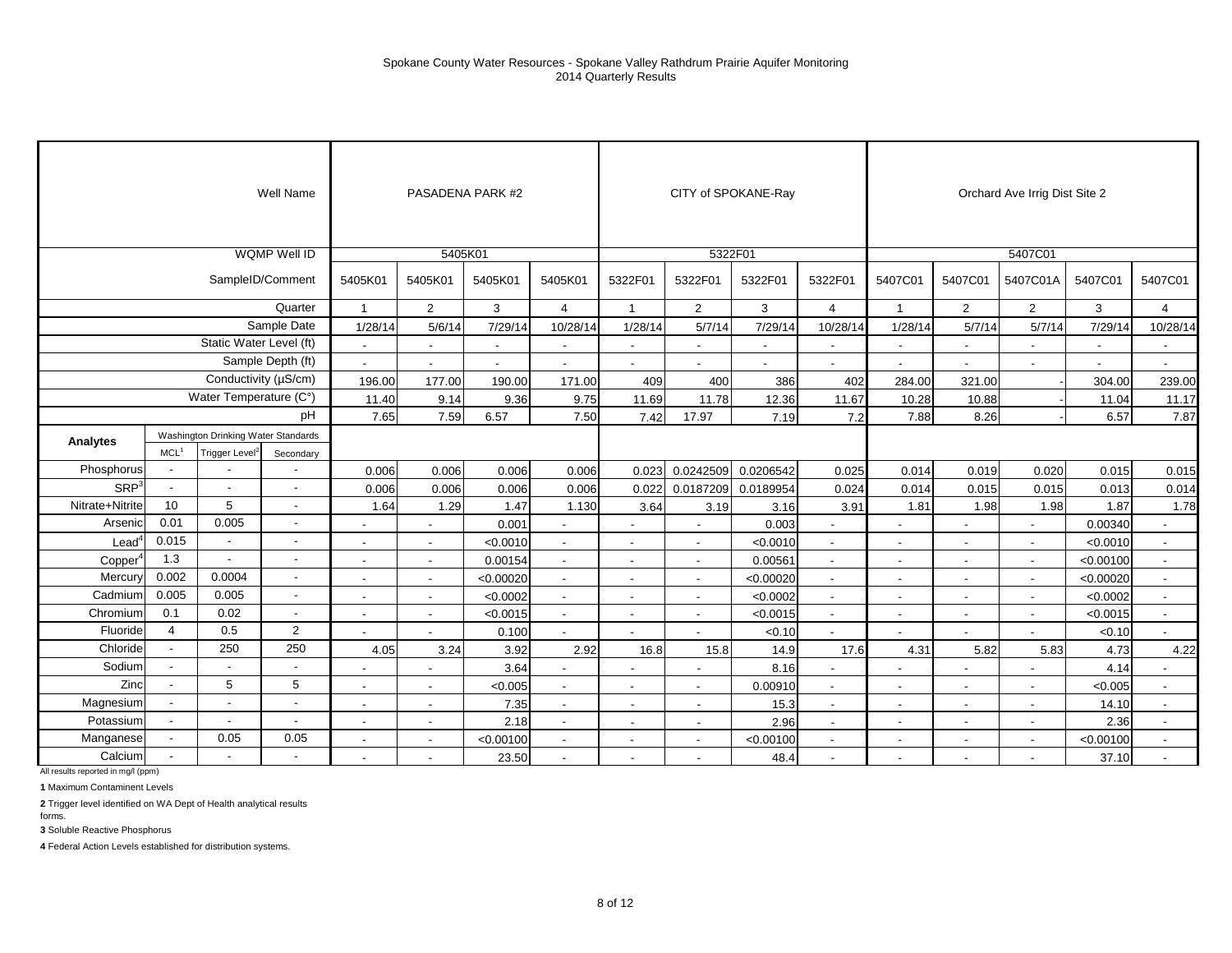Spokane County Water Resources - Spokane Valley Rathdrum Prairie Aquifer Monitoring
2014 Quarterly Results

| | | | Well Name | PASADENA PARK #2 | | | | CITY of SPOKANE-Ray | | | | Orchard Ave Irrig Dist Site 2 | | | | |
|---|---|---|---|---|---|---|---|---|---|---|---|---|---|---|---|---|
| | | | WQMP Well ID | 5405K01 | | | | 5322F01 | | | | 5407C01 | | | | |
| | | | SampleID/Comment | 5405K01 | 5405K01 | 5405K01 | 5405K01 | 5322F01 | 5322F01 | 5322F01 | 5322F01 | 5407C01 | 5407C01 | 5407C01A | 5407C01 | 5407C01 |
| | | | Quarter | 1 | 2 | 3 | 4 | 1 | 2 | 3 | 4 | 1 | 2 | 2 | 3 | 4 |
| | | | Sample Date | 1/28/14 | 5/6/14 | 7/29/14 | 10/28/14 | 1/28/14 | 5/7/14 | 7/29/14 | 10/28/14 | 1/28/14 | 5/7/14 | 5/7/14 | 7/29/14 | 10/28/14 |
| | | | Static Water Level (ft) | - | - | - | - | - | - | - | - | - | - | - | - | - |
| | | | Sample Depth (ft) | - | - | - | - | - | - | - | - | - | - | - | - | - |
| | | | Conductivity (µS/cm) | 196.00 | 177.00 | 190.00 | 171.00 | 409 | 400 | 386 | 402 | 284.00 | 321.00 | - | 304.00 | 239.00 |
| | | | Water Temperature (C°) | 11.40 | 9.14 | 9.36 | 9.75 | 11.69 | 11.78 | 12.36 | 11.67 | 10.28 | 10.88 | - | 11.04 | 11.17 |
| | | | pH | 7.65 | 7.59 | 6.57 | 7.50 | 7.42 | 17.97 | 7.19 | 7.2 | 7.88 | 8.26 | - | 6.57 | 7.87 |
| Analytes | Washington Drinking Water Standards | | | | | | | | | | | | | | | |
| | MCL[1] | Trigger Level[2] | Secondary | | | | | | | | | | | | | |
| Phosphorus | - | - | - | 0.006 | 0.006 | 0.006 | 0.006 | 0.023 | 0.0242509 | 0.0206542 | 0.025 | 0.014 | 0.019 | 0.020 | 0.015 | 0.015 |
| SRP[3] | - | - | - | 0.006 | 0.006 | 0.006 | 0.006 | 0.022 | 0.0187209 | 0.0189954 | 0.024 | 0.014 | 0.015 | 0.015 | 0.013 | 0.014 |
| Nitrate+Nitrite | 10 | 5 | - | 1.64 | 1.29 | 1.47 | 1.130 | 3.64 | 3.19 | 3.16 | 3.91 | 1.81 | 1.98 | 1.98 | 1.87 | 1.78 |
| Arsenic | 0.01 | 0.005 | - | - | - | 0.001 | - | - | - | 0.003 | - | - | - | - | 0.00340 | - |
| Lead[4] | 0.015 | - | - | - | - | <0.0010 | - | - | - | <0.0010 | - | - | - | - | <0.0010 | - |
| Copper[4] | 1.3 | - | - | - | - | 0.00154 | - | - | - | 0.00561 | - | - | - | - | <0.00100 | - |
| Mercury | 0.002 | 0.0004 | - | - | - | <0.00020 | - | - | - | <0.00020 | - | - | - | - | <0.00020 | - |
| Cadmium | 0.005 | 0.005 | - | - | - | <0.0002 | - | - | - | <0.0002 | - | - | - | - | <0.0002 | - |
| Chromium | 0.1 | 0.02 | - | - | - | <0.0015 | - | - | - | <0.0015 | - | - | - | - | <0.0015 | - |
| Fluoride | 4 | 0.5 | 2 | - | - | 0.100 | - | - | - | <0.10 | - | - | - | - | <0.10 | - |
| Chloride | - | 250 | 250 | 4.05 | 3.24 | 3.92 | 2.92 | 16.8 | 15.8 | 14.9 | 17.6 | 4.31 | 5.82 | 5.83 | 4.73 | 4.22 |
| Sodium | - | - | - | - | - | 3.64 | - | - | - | 8.16 | - | - | - | - | 4.14 | - |
| Zinc | - | 5 | 5 | - | - | <0.005 | - | - | - | 0.00910 | - | - | - | - | <0.005 | - |
| Magnesium | - | - | - | - | - | 7.35 | - | - | - | 15.3 | - | - | - | - | 14.10 | - |
| Potassium | - | - | - | - | - | 2.18 | - | - | - | 2.96 | - | - | - | - | 2.36 | - |
| Manganese | - | 0.05 | 0.05 | - | - | <0.00100 | - | - | - | <0.00100 | - | - | - | - | <0.00100 | - |
| Calcium | - | - | - | - | - | 23.50 | - | - | - | 48.4 | - | - | - | - | 37.10 | - |

All results reported in mg/l (ppm)

**1** Maximum Contaminent Levels

**2** Trigger level identified on WA Dept of Health analytical results forms.

**3** Soluble Reactive Phosphorus

**4** Federal Action Levels established for distribution systems.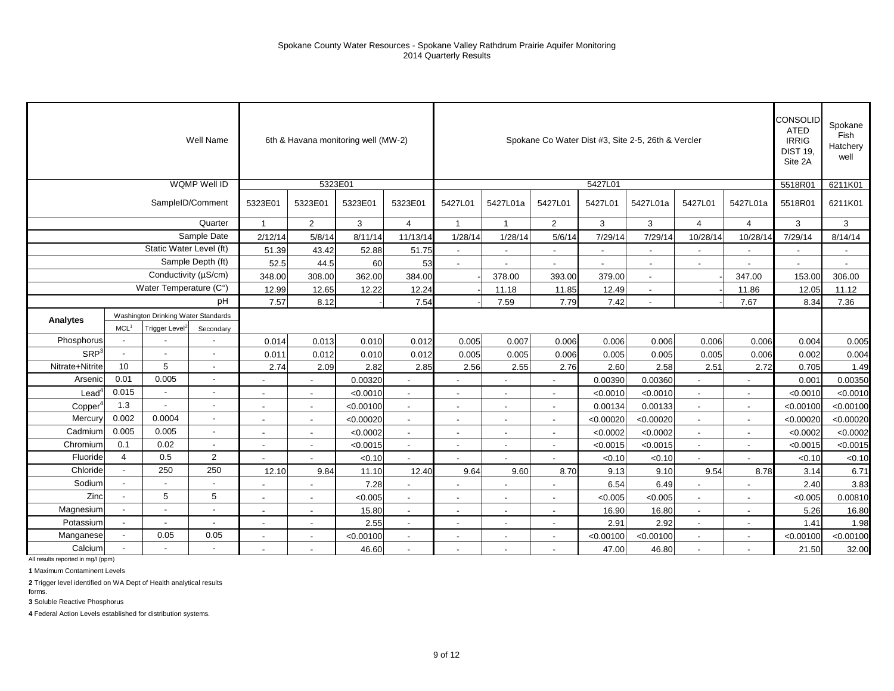Spokane County Water Resources - Spokane Valley Rathdrum Prairie Aquifer Monitoring
2014 Quarterly Results

| | | | Well Name | 6th & Havana monitoring well (MW-2) | | | | Spokane Co Water Dist #3, Site 2-5, 26th & Vercler | | | | | | | CONSOLIDATED IRRIG DIST 19, Site 2A | Spokane Fish Hatchery well |
|---|---|---|---|---|---|---|---|---|---|---|---|---|---|---|---|---|
| | | | WQMP Well ID | 5323E01 | | | | 5427L01 | | | | | | | 5518R01 | 6211K01 |
| | | | SampleID/Comment | 5323E01 | 5323E01 | 5323E01 | 5323E01 | 5427L01 | 5427L01a | 5427L01 | 5427L01 | 5427L01a | 5427L01 | 5427L01a | 5518R01 | 6211K01 |
| | | | Quarter | 1 | 2 | 3 | 4 | 1 | 1 | 2 | 3 | 3 | 4 | 4 | 3 | 3 |
| | | | Sample Date | 2/12/14 | 5/8/14 | 8/11/14 | 11/13/14 | 1/28/14 | 1/28/14 | 5/6/14 | 7/29/14 | 7/29/14 | 10/28/14 | 10/28/14 | 7/29/14 | 8/14/14 |
| | | | Static Water Level (ft) | 51.39 | 43.42 | 52.88 | 51.75 | - | - | - | - | - | - | - | - | - |
| | | | Sample Depth (ft) | 52.5 | 44.5 | 60 | 53 | - | - | - | - | - | - | - | - | - |
| | | | Conductivity (µS/cm) | 348.00 | 308.00 | 362.00 | 384.00 | - | 378.00 | 393.00 | 379.00 | - | - | 347.00 | 153.00 | 306.00 |
| | | | Water Temperature (C°) | 12.99 | 12.65 | 12.22 | 12.24 | - | 11.18 | 11.85 | 12.49 | - | - | 11.86 | 12.05 | 11.12 |
| | | | pH | 7.57 | 8.12 | - | 7.54 | - | 7.59 | 7.79 | 7.42 | - | - | 7.67 | 8.34 | 7.36 |
| **Analytes** | Washington Drinking Water Standards | | | | | | | | | | | | | | | |
| | MCL[1] | Trigger Level[2] | Secondary | | | | | | | | | | | | | |
| Phosphorus | - | - | - | 0.014 | 0.013 | 0.010 | 0.012 | 0.005 | 0.007 | 0.006 | 0.006 | 0.006 | 0.006 | 0.006 | 0.004 | 0.005 |
| SRP[3] | - | - | - | 0.011 | 0.012 | 0.010 | 0.012 | 0.005 | 0.005 | 0.006 | 0.005 | 0.005 | 0.005 | 0.006 | 0.002 | 0.004 |
| Nitrate+Nitrite | 10 | 5 | - | 2.74 | 2.09 | 2.82 | 2.85 | 2.56 | 2.55 | 2.76 | 2.60 | 2.58 | 2.51 | 2.72 | 0.705 | 1.49 |
| Arsenic | 0.01 | 0.005 | - | - | - | 0.00320 | - | - | - | - | 0.00390 | 0.00360 | - | - | 0.001 | 0.00350 |
| Lead[4] | 0.015 | - | - | - | - | <0.0010 | - | - | - | - | <0.0010 | <0.0010 | - | - | <0.0010 | <0.0010 |
| Copper[4] | 1.3 | - | - | - | - | <0.00100 | - | - | - | - | 0.00134 | 0.00133 | - | - | <0.00100 | <0.00100 |
| Mercury | 0.002 | 0.0004 | - | - | - | <0.00020 | - | - | - | - | <0.00020 | <0.00020 | - | - | <0.00020 | <0.00020 |
| Cadmium | 0.005 | 0.005 | - | - | - | <0.0002 | - | - | - | - | <0.0002 | <0.0002 | - | - | <0.0002 | <0.0002 |
| Chromium | 0.1 | 0.02 | - | - | - | <0.0015 | - | - | - | - | <0.0015 | <0.0015 | - | - | <0.0015 | <0.0015 |
| Fluoride | 4 | 0.5 | 2 | - | - | <0.10 | - | - | - | - | <0.10 | <0.10 | - | - | <0.10 | <0.10 |
| Chloride | - | 250 | 250 | 12.10 | 9.84 | 11.10 | 12.40 | 9.64 | 9.60 | 8.70 | 9.13 | 9.10 | 9.54 | 8.78 | 3.14 | 6.71 |
| Sodium | - | - | - | - | - | 7.28 | - | - | - | - | 6.54 | 6.49 | - | - | 2.40 | 3.83 |
| Zinc | - | 5 | 5 | - | - | <0.005 | - | - | - | - | <0.005 | <0.005 | - | - | <0.005 | 0.00810 |
| Magnesium | - | - | - | - | - | 15.80 | - | - | - | - | 16.90 | 16.80 | - | - | 5.26 | 16.80 |
| Potassium | - | - | - | - | - | 2.55 | - | - | - | - | 2.91 | 2.92 | - | - | 1.41 | 1.98 |
| Manganese | - | 0.05 | 0.05 | - | - | <0.00100 | - | - | - | - | <0.00100 | <0.00100 | - | - | <0.00100 | <0.00100 |
| Calcium | - | - | - | - | - | 46.60 | - | - | - | - | 47.00 | 46.80 | - | - | 21.50 | 32.00 |

All results reported in mg/l (ppm)

**1** Maximum Contaminent Levels

**2** Trigger level identified on WA Dept of Health analytical results forms.

**3** Soluble Reactive Phosphorus

**4** Federal Action Levels established for distribution systems.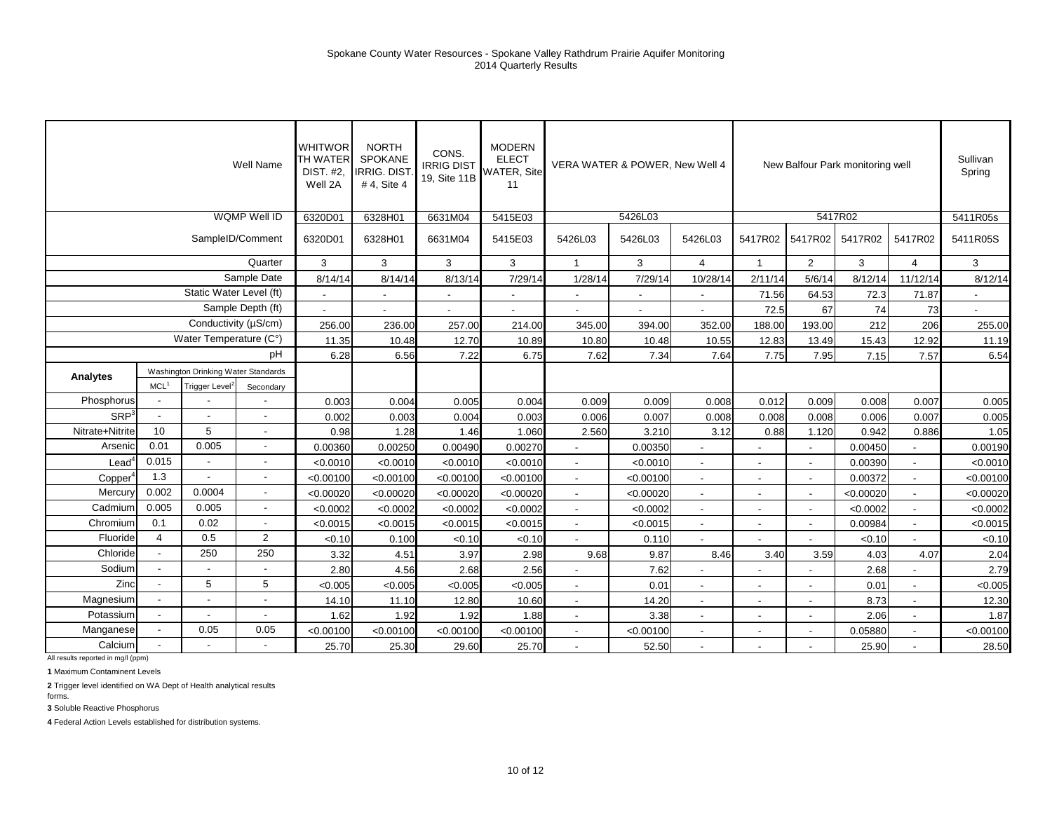Spokane County Water Resources - Spokane Valley Rathdrum Prairie Aquifer Monitoring
2014 Quarterly Results

| | | | Well Name | WHITWORTH WATER DIST. #2, Well 2A | NORTH SPOKANE IRRIG. DIST. # 4, Site 4 | CONS. IRRIG DIST 19, Site 11B | MODERN ELECT WATER, Site 11 | VERA WATER & POWER, New Well 4 | | | New Balfour Park monitoring well | | | | Sullivan Spring |
|---|---|---|---|---|---|---|---|---|---|---|---|---|---|---|---|
| | | | WQMP Well ID | 6320D01 | 6328H01 | 6631M04 | 5415E03 | 5426L03 | | | 5417R02 | | | | 5411R05s |
| | | | SampleID/Comment | 6320D01 | 6328H01 | 6631M04 | 5415E03 | 5426L03 | 5426L03 | 5426L03 | 5417R02 | 5417R02 | 5417R02 | 5417R02 | 5411R05S |
| | | | Quarter | 3 | 3 | 3 | 3 | 1 | 3 | 4 | 1 | 2 | 3 | 4 | 3 |
| | | | Sample Date | 8/14/14 | 8/14/14 | 8/13/14 | 7/29/14 | 1/28/14 | 7/29/14 | 10/28/14 | 2/11/14 | 5/6/14 | 8/12/14 | 11/12/14 | 8/12/14 |
| | | | Static Water Level (ft) | - | - | - | - | - | - | - | 71.56 | 64.53 | 72.3 | 71.87 | - |
| | | | Sample Depth (ft) | - | - | - | - | - | - | - | 72.5 | 67 | 74 | 73 | - |
| | | | Conductivity (µS/cm) | 256.00 | 236.00 | 257.00 | 214.00 | 345.00 | 394.00 | 352.00 | 188.00 | 193.00 | 212 | 206 | 255.00 |
| | | | Water Temperature (C°) | 11.35 | 10.48 | 12.70 | 10.89 | 10.80 | 10.48 | 10.55 | 12.83 | 13.49 | 15.43 | 12.92 | 11.19 |
| | | | pH | 6.28 | 6.56 | 7.22 | 6.75 | 7.62 | 7.34 | 7.64 | 7.75 | 7.95 | 7.15 | 7.57 | 6.54 |
| **Analytes** | Washington Drinking Water Standards | | | | | | | | | | | | | | |
| | MCL[1] | Trigger Level[2] | Secondary | | | | | | | | | | | | |
| Phosphorus | - | - | - | 0.003 | 0.004 | 0.005 | 0.004 | 0.009 | 0.009 | 0.008 | 0.012 | 0.009 | 0.008 | 0.007 | 0.005 |
| SRP[3] | - | - | - | 0.002 | 0.003 | 0.004 | 0.003 | 0.006 | 0.007 | 0.008 | 0.008 | 0.008 | 0.006 | 0.007 | 0.005 |
| Nitrate+Nitrite | 10 | 5 | - | 0.98 | 1.28 | 1.46 | 1.060 | 2.560 | 3.210 | 3.12 | 0.88 | 1.120 | 0.942 | 0.886 | 1.05 |
| Arsenic | 0.01 | 0.005 | - | 0.00360 | 0.00250 | 0.00490 | 0.00270 | - | 0.00350 | - | - | - | 0.00450 | - | 0.00190 |
| Lead[4] | 0.015 | - | - | <0.0010 | <0.0010 | <0.0010 | <0.0010 | - | <0.0010 | - | - | - | 0.00390 | - | <0.0010 |
| Copper[4] | 1.3 | - | - | <0.00100 | <0.00100 | <0.00100 | <0.00100 | - | <0.00100 | - | - | - | 0.00372 | - | <0.00100 |
| Mercury | 0.002 | 0.0004 | - | <0.00020 | <0.00020 | <0.00020 | <0.00020 | - | <0.00020 | - | - | - | <0.00020 | - | <0.00020 |
| Cadmium | 0.005 | 0.005 | - | <0.0002 | <0.0002 | <0.0002 | <0.0002 | - | <0.0002 | - | - | - | <0.0002 | - | <0.0002 |
| Chromium | 0.1 | 0.02 | - | <0.0015 | <0.0015 | <0.0015 | <0.0015 | - | <0.0015 | - | - | - | 0.00984 | - | <0.0015 |
| Fluoride | 4 | 0.5 | 2 | <0.10 | 0.100 | <0.10 | <0.10 | - | 0.110 | - | - | - | <0.10 | - | <0.10 |
| Chloride | - | 250 | 250 | 3.32 | 4.51 | 3.97 | 2.98 | 9.68 | 9.87 | 8.46 | 3.40 | 3.59 | 4.03 | 4.07 | 2.04 |
| Sodium | - | - | - | 2.80 | 4.56 | 2.68 | 2.56 | - | 7.62 | - | - | - | 2.68 | - | 2.79 |
| Zinc | - | 5 | 5 | <0.005 | <0.005 | <0.005 | <0.005 | - | 0.01 | - | - | - | 0.01 | - | <0.005 |
| Magnesium | - | - | - | 14.10 | 11.10 | 12.80 | 10.60 | - | 14.20 | - | - | - | 8.73 | - | 12.30 |
| Potassium | - | - | - | 1.62 | 1.92 | 1.92 | 1.88 | - | 3.38 | - | - | - | 2.06 | - | 1.87 |
| Manganese | - | 0.05 | 0.05 | <0.00100 | <0.00100 | <0.00100 | <0.00100 | - | <0.00100 | - | - | - | 0.05880 | - | <0.00100 |
| Calcium | - | - | - | 25.70 | 25.30 | 29.60 | 25.70 | - | 52.50 | - | - | - | 25.90 | - | 28.50 |

All results reported in mg/l (ppm)

**1** Maximum Contaminent Levels

**2** Trigger level identified on WA Dept of Health analytical results forms.

**3** Soluble Reactive Phosphorus

**4** Federal Action Levels established for distribution systems.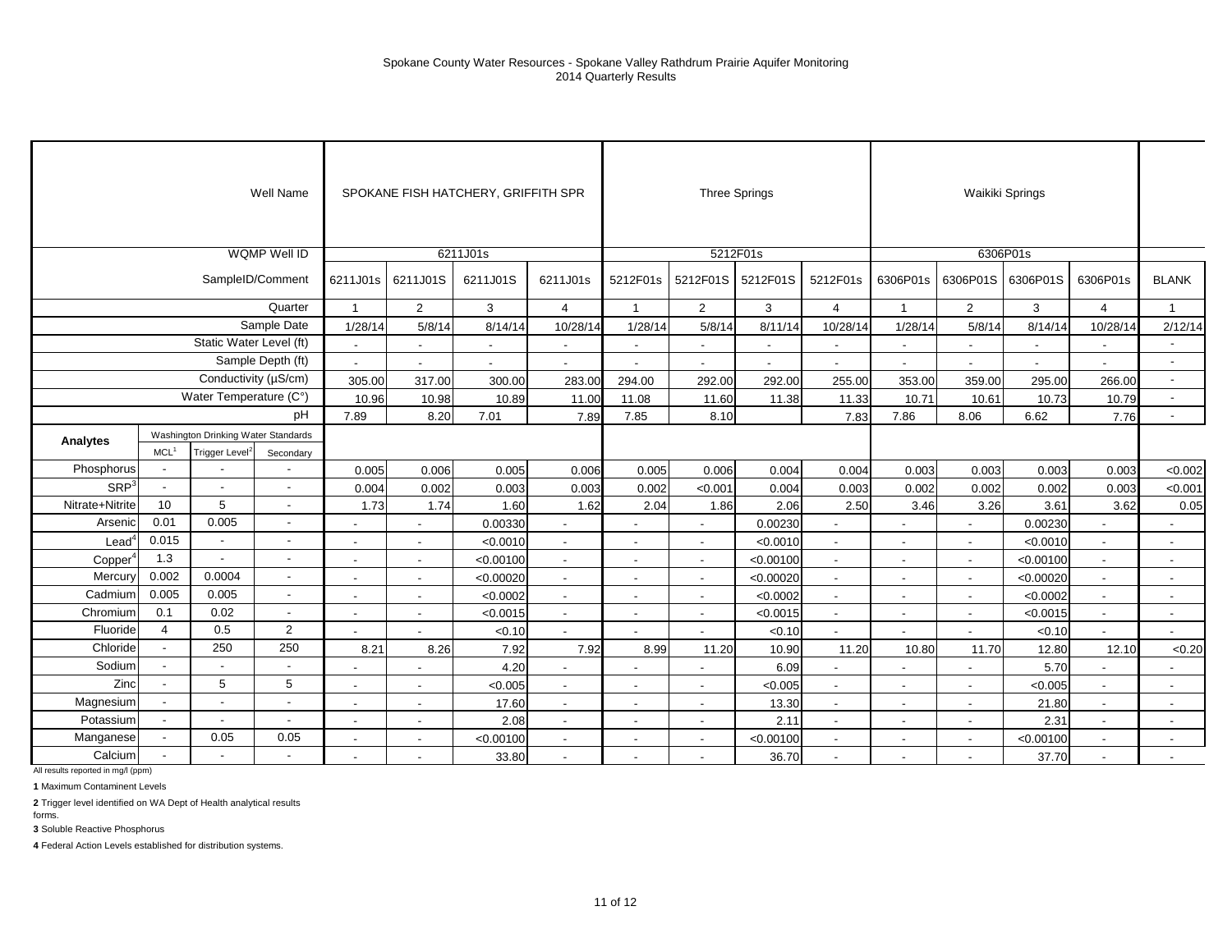Spokane County Water Resources - Spokane Valley Rathdrum Prairie Aquifer Monitoring
2014 Quarterly Results

| | | | Well Name | SPOKANE FISH HATCHERY, GRIFFITH SPR | | | | Three Springs | | | | Waikiki Springs | | | | |
|---|---|---|---|---|---|---|---|---|---|---|---|---|---|---|---|---|
| | | | WQMP Well ID | 6211J01s | | | | 5212F01s | | | | 6306P01s | | | | |
| | | | SampleID/Comment | 6211J01s | 6211J01S | 6211J01S | 6211J01s | 5212F01s | 5212F01S | 5212F01S | 5212F01s | 6306P01s | 6306P01S | 6306P01S | 6306P01s | BLANK |
| | | | Quarter | 1 | 2 | 3 | 4 | 1 | 2 | 3 | 4 | 1 | 2 | 3 | 4 | 1 |
| | | | Sample Date | 1/28/14 | 5/8/14 | 8/14/14 | 10/28/14 | 1/28/14 | 5/8/14 | 8/11/14 | 10/28/14 | 1/28/14 | 5/8/14 | 8/14/14 | 10/28/14 | 2/12/14 |
| | | | Static Water Level (ft) | - | - | - | - | - | - | - | - | - | - | - | - | - |
| | | | Sample Depth (ft) | - | - | - | - | - | - | - | - | - | - | - | - | - |
| | | | Conductivity (µS/cm) | 305.00 | 317.00 | 300.00 | 283.00 | 294.00 | 292.00 | 292.00 | 255.00 | 353.00 | 359.00 | 295.00 | 266.00 | - |
| | | | Water Temperature (C°) | 10.96 | 10.98 | 10.89 | 11.00 | 11.08 | 11.60 | 11.38 | 11.33 | 10.71 | 10.61 | 10.73 | 10.79 | - |
| | | | pH | 7.89 | 8.20 | 7.01 | 7.89 | 7.85 | 8.10 | | 7.83 | 7.86 | 8.06 | 6.62 | 7.76 | - |
| **Analytes** | Washington Drinking Water Standards | | | | | | | | | | | | | | | |
| | MCL[1] | Trigger Level[2] | Secondary | | | | | | | | | | | | | |
| Phosphorus | - | - | - | 0.005 | 0.006 | 0.005 | 0.006 | 0.005 | 0.006 | 0.004 | 0.004 | 0.003 | 0.003 | 0.003 | 0.003 | <0.002 |
| SRP[3] | - | - | - | 0.004 | 0.002 | 0.003 | 0.003 | 0.002 | <0.001 | 0.004 | 0.003 | 0.002 | 0.002 | 0.002 | 0.003 | <0.001 |
| Nitrate+Nitrite | 10 | 5 | - | 1.73 | 1.74 | 1.60 | 1.62 | 2.04 | 1.86 | 2.06 | 2.50 | 3.46 | 3.26 | 3.61 | 3.62 | 0.05 |
| Arsenic | 0.01 | 0.005 | - | - | - | 0.00330 | - | - | - | 0.00230 | - | - | - | 0.00230 | - | - |
| Lead[4] | 0.015 | - | - | - | - | <0.0010 | - | - | - | <0.0010 | - | - | - | <0.0010 | - | - |
| Copper[4] | 1.3 | - | - | - | - | <0.00100 | - | - | - | <0.00100 | - | - | - | <0.00100 | - | - |
| Mercury | 0.002 | 0.0004 | - | - | - | <0.00020 | - | - | - | <0.00020 | - | - | - | <0.00020 | - | - |
| Cadmium | 0.005 | 0.005 | - | - | - | <0.0002 | - | - | - | <0.0002 | - | - | - | <0.0002 | - | - |
| Chromium | 0.1 | 0.02 | - | - | - | <0.0015 | - | - | - | <0.0015 | - | - | - | <0.0015 | - | - |
| Fluoride | 4 | 0.5 | 2 | - | - | <0.10 | - | - | - | <0.10 | - | - | - | <0.10 | - | - |
| Chloride | - | 250 | 250 | 8.21 | 8.26 | 7.92 | 7.92 | 8.99 | 11.20 | 10.90 | 11.20 | 10.80 | 11.70 | 12.80 | 12.10 | <0.20 |
| Sodium | - | - | - | - | - | 4.20 | - | - | - | 6.09 | - | - | - | 5.70 | - | - |
| Zinc | - | 5 | 5 | - | - | <0.005 | - | - | - | <0.005 | - | - | - | <0.005 | - | - |
| Magnesium | - | - | - | - | - | 17.60 | - | - | - | 13.30 | - | - | - | 21.80 | - | - |
| Potassium | - | - | - | - | - | 2.08 | - | - | - | 2.11 | - | - | - | 2.31 | - | - |
| Manganese | - | 0.05 | 0.05 | - | - | <0.00100 | - | - | - | <0.00100 | - | - | - | <0.00100 | - | - |
| Calcium | - | - | - | - | - | 33.80 | - | - | - | 36.70 | - | - | - | 37.70 | - | - |

All results reported in mg/l (ppm)

**1** Maximum Contaminent Levels

**2** Trigger level identified on WA Dept of Health analytical results forms.

**3** Soluble Reactive Phosphorus

**4** Federal Action Levels established for distribution systems.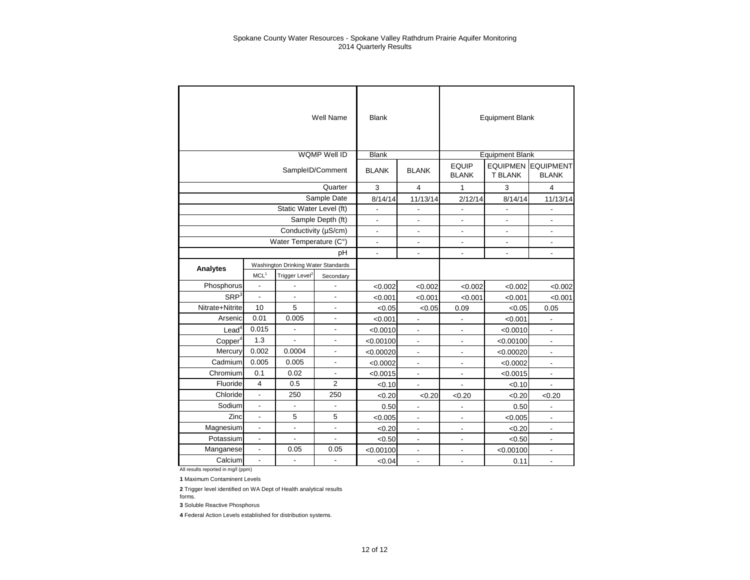Spokane County Water Resources - Spokane Valley Rathdrum Prairie Aquifer Monitoring
2014 Quarterly Results

| | | | Well Name | Blank | | Equipment Blank | | |
|---|---|---|---|---|---|---|---|---|
| | | | WQMP Well ID | Blank | | Equipment Blank | | |
| | | | SampleID/Comment | BLANK | BLANK | EQUIP BLANK | EQUIPMEN T BLANK | EQUIPMENT BLANK |
| | | | Quarter | 3 | 4 | 1 | 3 | 4 |
| | | | Sample Date | 8/14/14 | 11/13/14 | 2/12/14 | 8/14/14 | 11/13/14 |
| | | | Static Water Level (ft) | - | - | - | - | - |
| | | | Sample Depth (ft) | - | - | - | - | - |
| | | | Conductivity (µS/cm) | - | - | - | - | - |
| | | | Water Temperature (C°) | - | - | - | - | - |
| | | | pH | - | - | - | - | - |
| **Analytes** | Washington Drinking Water Standards | | | | | | | |
| | MCL[1] | Trigger Level[2] | Secondary | | | | | |
| Phosphorus | - | - | - | <0.002 | <0.002 | <0.002 | <0.002 | <0.002 |
| SRP[3] | - | - | - | <0.001 | <0.001 | <0.001 | <0.001 | <0.001 |
| Nitrate+Nitrite | 10 | 5 | - | <0.05 | <0.05 | 0.09 | <0.05 | 0.05 |
| Arsenic | 0.01 | 0.005 | - | <0.001 | - | - | <0.001 | - |
| Lead[4] | 0.015 | - | - | <0.0010 | - | - | <0.0010 | - |
| Copper[4] | 1.3 | - | - | <0.00100 | - | - | <0.00100 | - |
| Mercury | 0.002 | 0.0004 | - | <0.00020 | - | - | <0.00020 | - |
| Cadmium | 0.005 | 0.005 | - | <0.0002 | - | - | <0.0002 | - |
| Chromium | 0.1 | 0.02 | - | <0.0015 | - | - | <0.0015 | - |
| Fluoride | 4 | 0.5 | 2 | <0.10 | - | - | <0.10 | - |
| Chloride | - | 250 | 250 | <0.20 | <0.20 | <0.20 | <0.20 | <0.20 |
| Sodium | - | - | - | 0.50 | - | - | 0.50 | - |
| Zinc | - | 5 | 5 | <0.005 | - | - | <0.005 | - |
| Magnesium | - | - | - | <0.20 | - | - | <0.20 | - |
| Potassium | - | - | - | <0.50 | - | - | <0.50 | - |
| Manganese | - | 0.05 | 0.05 | <0.00100 | - | - | <0.00100 | - |
| Calcium | - | - | - | <0.04 | - | - | 0.11 | - |

All results reported in mg/l (ppm)

**1** Maximum Contaminent Levels

**2** Trigger level identified on WA Dept of Health analytical results forms.

**3** Soluble Reactive Phosphorus

**4** Federal Action Levels established for distribution systems.